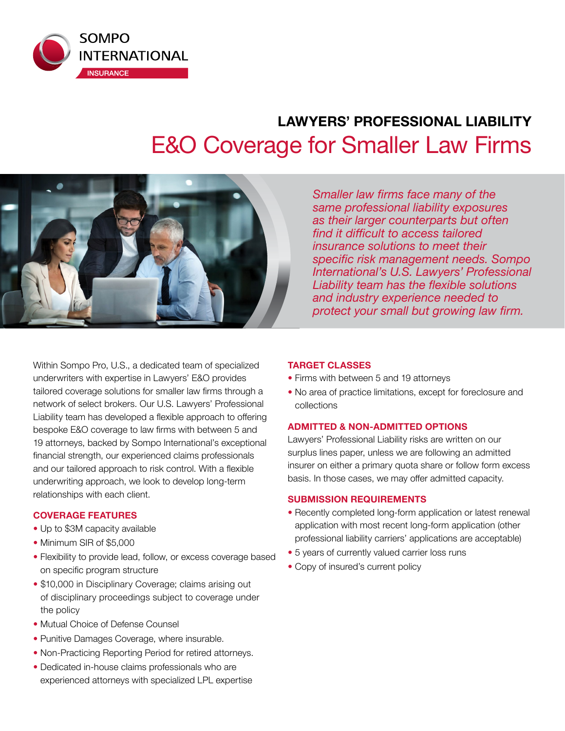SOMPO INTERNATIONAL
INSURANCE

# LAWYERS' PROFESSIONAL LIABILITY

## E&O Coverage for Smaller Law Firms

*Smaller law firms face many of the same professional liability exposures as their larger counterparts but often find it difficult to access tailored insurance solutions to meet their specific risk management needs. Sompo International's U.S. Lawyers' Professional Liability team has the flexible solutions and industry experience needed to protect your small but growing law firm.*

Within Sompo Pro, U.S., a dedicated team of specialized underwriters with expertise in Lawyers' E&O provides tailored coverage solutions for smaller law firms through a network of select brokers. Our U.S. Lawyers' Professional Liability team has developed a flexible approach to offering bespoke E&O coverage to law firms with between 5 and 19 attorneys, backed by Sompo International's exceptional financial strength, our experienced claims professionals and our tailored approach to risk control. With a flexible underwriting approach, we look to develop long-term relationships with each client.

### COVERAGE FEATURES

- Up to $3M capacity available
- Minimum SIR of $5,000
- Flexibility to provide lead, follow, or excess coverage based on specific program structure
- $10,000 in Disciplinary Coverage; claims arising out of disciplinary proceedings subject to coverage under the policy
- Mutual Choice of Defense Counsel
- Punitive Damages Coverage, where insurable.
- Non-Practicing Reporting Period for retired attorneys.
- Dedicated in-house claims professionals who are experienced attorneys with specialized LPL expertise

### TARGET CLASSES

- Firms with between 5 and 19 attorneys
- No area of practice limitations, except for foreclosure and collections

### ADMITTED & NON-ADMITTED OPTIONS

Lawyers' Professional Liability risks are written on our surplus lines paper, unless we are following an admitted insurer on either a primary quota share or follow form excess basis. In those cases, we may offer admitted capacity.

### SUBMISSION REQUIREMENTS

- Recently completed long-form application or latest renewal application with most recent long-form application (other professional liability carriers' applications are acceptable)
- 5 years of currently valued carrier loss runs
- Copy of insured's current policy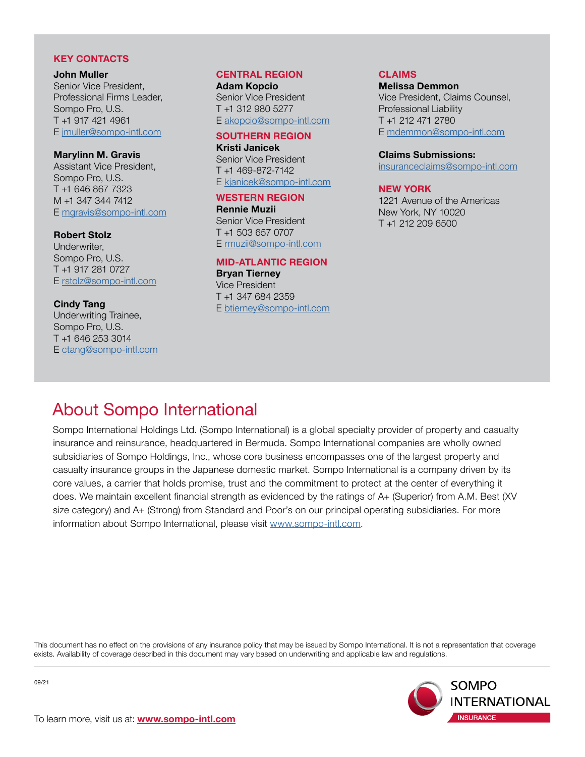## KEY CONTACTS

**John Muller**
Senior Vice President,
Professional Firms Leader,
Sompo Pro, U.S.
T +1 917 421 4961
E jmuller@sompo-intl.com

**Marylinn M. Gravis**
Assistant Vice President,
Sompo Pro, U.S.
T +1 646 867 7323
M +1 347 344 7412
E mgravis@sompo-intl.com

**Robert Stolz**
Underwriter,
Sompo Pro, U.S.
T +1 917 281 0727
E rstolz@sompo-intl.com

**Cindy Tang**
Underwriting Trainee,
Sompo Pro, U.S.
T +1 646 253 3014
E ctang@sompo-intl.com

### CENTRAL REGION

**Adam Kopcio**
Senior Vice President
T +1 312 980 5277
E akopcio@sompo-intl.com

### SOUTHERN REGION

**Kristi Janicek**
Senior Vice President
T +1 469-872-7142
E kjanicek@sompo-intl.com

### WESTERN REGION

**Rennie Muzii**
Senior Vice President
T +1 503 657 0707
E rmuzii@sompo-intl.com

### MID-ATLANTIC REGION

**Bryan Tierney**
Vice President
T +1 347 684 2359
E btierney@sompo-intl.com

### CLAIMS

**Melissa Demmon**
Vice President, Claims Counsel,
Professional Liability
T +1 212 471 2780
E mdemmon@sompo-intl.com

**Claims Submissions:**
insuranceclaims@sompo-intl.com

### NEW YORK

1221 Avenue of the Americas
New York, NY 10020
T +1 212 209 6500

## About Sompo International

Sompo International Holdings Ltd. (Sompo International) is a global specialty provider of property and casualty insurance and reinsurance, headquartered in Bermuda. Sompo International companies are wholly owned subsidiaries of Sompo Holdings, Inc., whose core business encompasses one of the largest property and casualty insurance groups in the Japanese domestic market. Sompo International is a company driven by its core values, a carrier that holds promise, trust and the commitment to protect at the center of everything it does. We maintain excellent financial strength as evidenced by the ratings of A+ (Superior) from A.M. Best (XV size category) and A+ (Strong) from Standard and Poor's on our principal operating subsidiaries. For more information about Sompo International, please visit www.sompo-intl.com.

This document has no effect on the provisions of any insurance policy that may be issued by Sompo International. It is not a representation that coverage exists. Availability of coverage described in this document may vary based on underwriting and applicable law and regulations.

09/21

To learn more, visit us at: **www.sompo-intl.com**

SOMPO INTERNATIONAL
INSURANCE